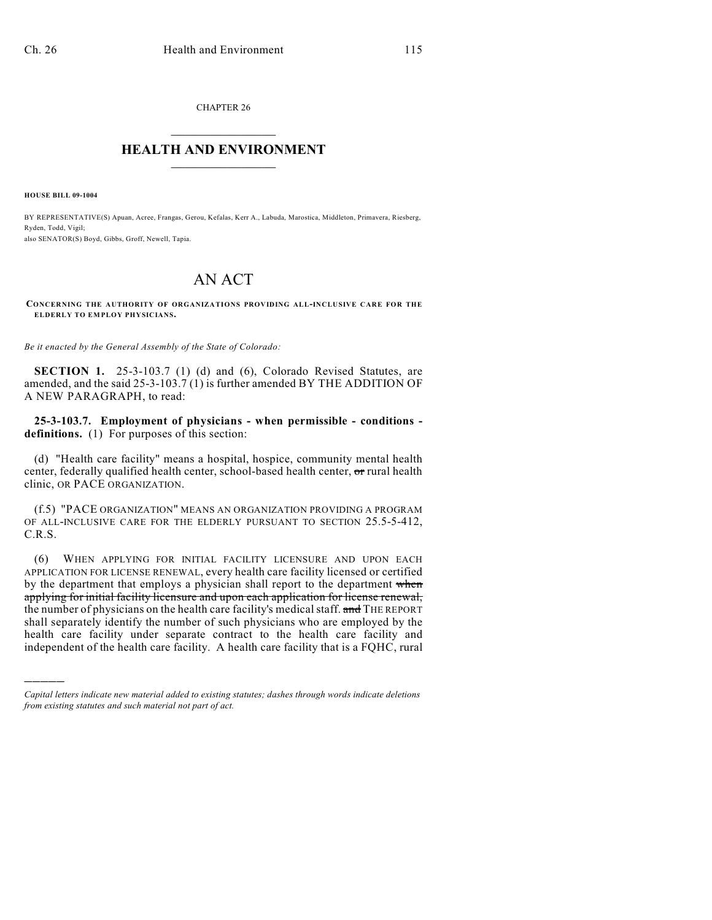CHAPTER 26

# HEALTH AND ENVIRONMENT

**HOUSE BILL 09-1004**

BY REPRESENTATIVE(S) Apuan, Acree, Frangas, Gerou, Kefalas, Kerr A., Labuda, Marostica, Middleton, Primavera, Riesberg, Ryden, Todd, Vigil;
also SENATOR(S) Boyd, Gibbs, Groff, Newell, Tapia.

# AN ACT

**CONCERNING THE AUTHORITY OF ORGANIZATIONS PROVIDING ALL-INCLUSIVE CARE FOR THE ELDERLY TO EMPLOY PHYSICIANS.**

*Be it enacted by the General Assembly of the State of Colorado:*

**SECTION 1.** 25-3-103.7 (1) (d) and (6), Colorado Revised Statutes, are amended, and the said 25-3-103.7 (1) is further amended BY THE ADDITION OF A NEW PARAGRAPH, to read:

**25-3-103.7. Employment of physicians - when permissible - conditions - definitions.** (1) For purposes of this section:

(d) "Health care facility" means a hospital, hospice, community mental health center, federally qualified health center, school-based health center, ~~or~~ rural health clinic, OR PACE ORGANIZATION.

(f.5) "PACE ORGANIZATION" MEANS AN ORGANIZATION PROVIDING A PROGRAM OF ALL-INCLUSIVE CARE FOR THE ELDERLY PURSUANT TO SECTION 25.5-5-412, C.R.S.

(6) WHEN APPLYING FOR INITIAL FACILITY LICENSURE AND UPON EACH APPLICATION FOR LICENSE RENEWAL, every health care facility licensed or certified by the department that employs a physician shall report to the department ~~when applying for initial facility licensure and upon each application for license renewal,~~ the number of physicians on the health care facility's medical staff. ~~and~~ THE REPORT shall separately identify the number of such physicians who are employed by the health care facility under separate contract to the health care facility and independent of the health care facility. A health care facility that is a FQHC, rural

---

*Capital letters indicate new material added to existing statutes; dashes through words indicate deletions from existing statutes and such material not part of act.*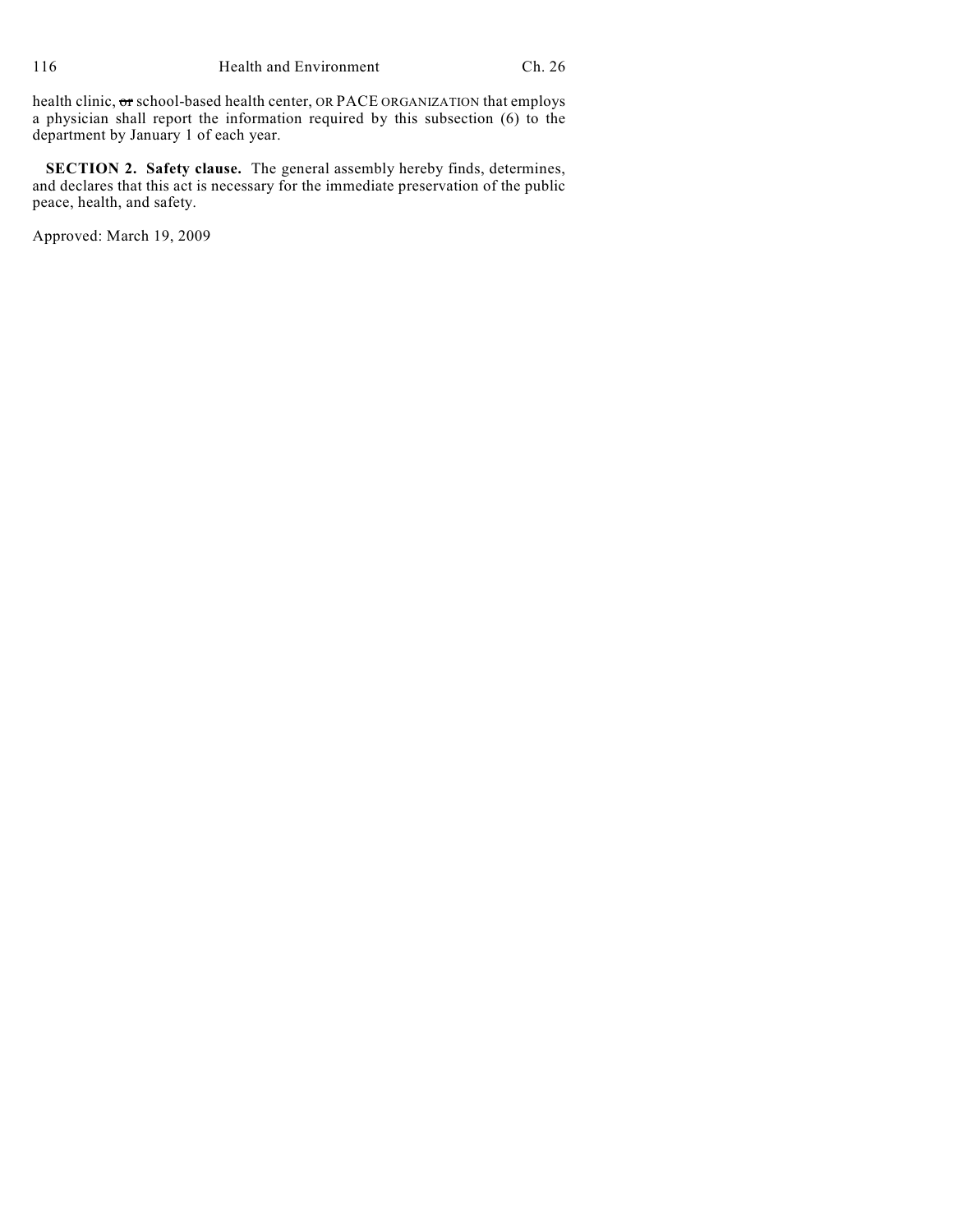health clinic, ~~or~~ school-based health center, OR PACE ORGANIZATION that employs a physician shall report the information required by this subsection (6) to the department by January 1 of each year.

**SECTION 2. Safety clause.** The general assembly hereby finds, determines, and declares that this act is necessary for the immediate preservation of the public peace, health, and safety.

Approved: March 19, 2009